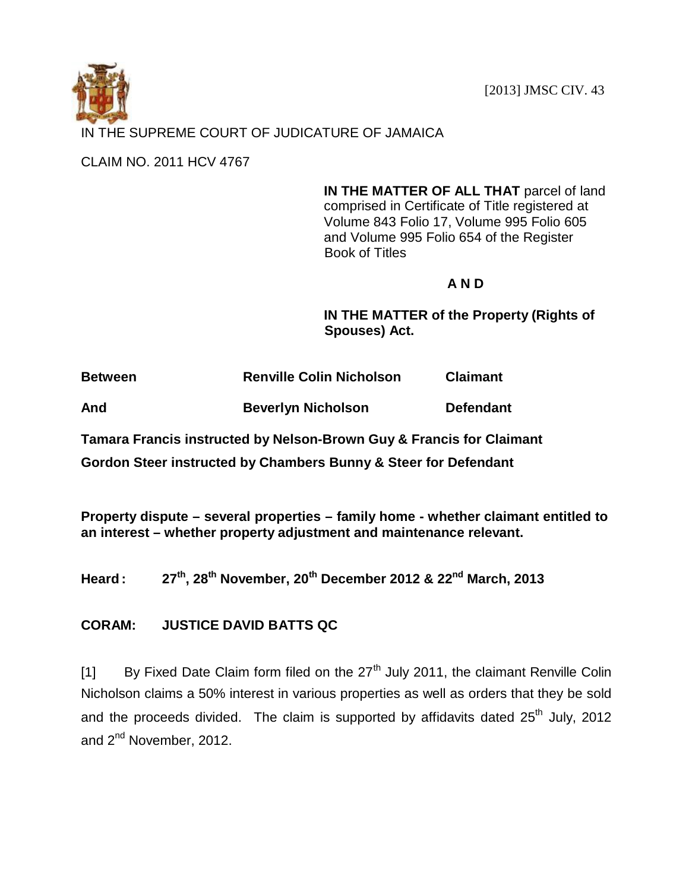[2013] JMSC CIV. 43

IN THE SUPREME COURT OF JUDICATURE OF JAMAICA

CLAIM NO. 2011 HCV 4767

**IN THE MATTER OF ALL THAT** parcel of land comprised in Certificate of Title registered at Volume 843 Folio 17, Volume 995 Folio 605 and Volume 995 Folio 654 of the Register Book of Titles

**A N D**

**IN THE MATTER of the Property (Rights of Spouses) Act.**

| | | |
|---|---|---|
| **Between** | **Renville Colin Nicholson** | **Claimant** |
| **And** | **Beverlyn Nicholson** | **Defendant** |

**Tamara Francis instructed by Nelson-Brown Guy & Francis for Claimant**

**Gordon Steer instructed by Chambers Bunny & Steer for Defendant**

**Property dispute – several properties – family home - whether claimant entitled to an interest – whether property adjustment and maintenance relevant.**

**Heard: 27th, 28th November, 20th December 2012 & 22nd March, 2013**

**CORAM: JUSTICE DAVID BATTS QC**

[1] By Fixed Date Claim form filed on the 27th July 2011, the claimant Renville Colin Nicholson claims a 50% interest in various properties as well as orders that they be sold and the proceeds divided. The claim is supported by affidavits dated 25th July, 2012 and 2nd November, 2012.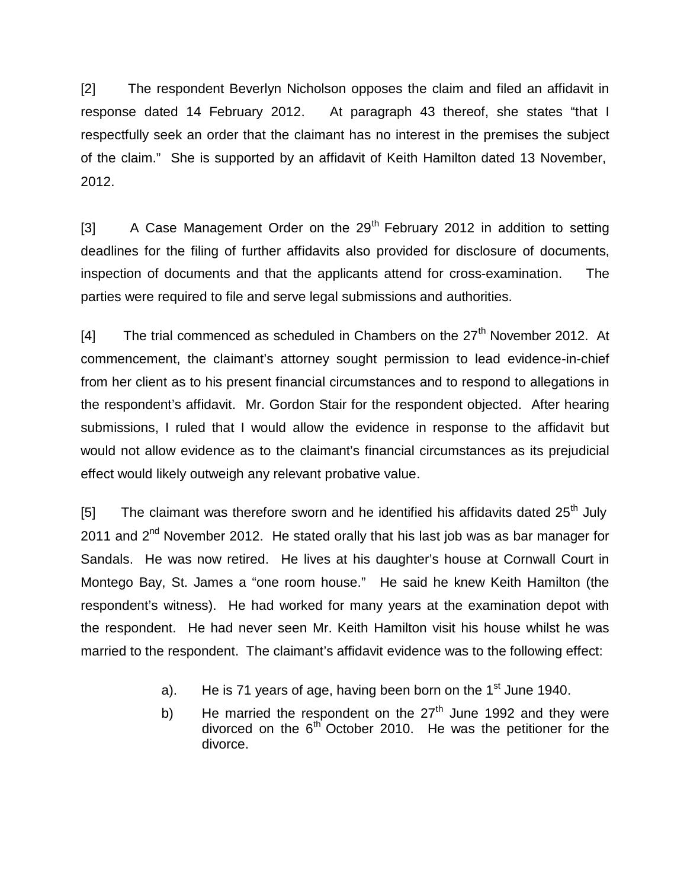[2] The respondent Beverlyn Nicholson opposes the claim and filed an affidavit in response dated 14 February 2012. At paragraph 43 thereof, she states "that I respectfully seek an order that the claimant has no interest in the premises the subject of the claim." She is supported by an affidavit of Keith Hamilton dated 13 November, 2012.

[3] A Case Management Order on the 29th February 2012 in addition to setting deadlines for the filing of further affidavits also provided for disclosure of documents, inspection of documents and that the applicants attend for cross-examination. The parties were required to file and serve legal submissions and authorities.

[4] The trial commenced as scheduled in Chambers on the 27th November 2012. At commencement, the claimant's attorney sought permission to lead evidence-in-chief from her client as to his present financial circumstances and to respond to allegations in the respondent's affidavit. Mr. Gordon Stair for the respondent objected. After hearing submissions, I ruled that I would allow the evidence in response to the affidavit but would not allow evidence as to the claimant's financial circumstances as its prejudicial effect would likely outweigh any relevant probative value.

[5] The claimant was therefore sworn and he identified his affidavits dated 25th July 2011 and 2nd November 2012. He stated orally that his last job was as bar manager for Sandals. He was now retired. He lives at his daughter's house at Cornwall Court in Montego Bay, St. James a "one room house." He said he knew Keith Hamilton (the respondent's witness). He had worked for many years at the examination depot with the respondent. He had never seen Mr. Keith Hamilton visit his house whilst he was married to the respondent. The claimant's affidavit evidence was to the following effect:

a). He is 71 years of age, having been born on the 1st June 1940.

b) He married the respondent on the 27th June 1992 and they were divorced on the 6th October 2010. He was the petitioner for the divorce.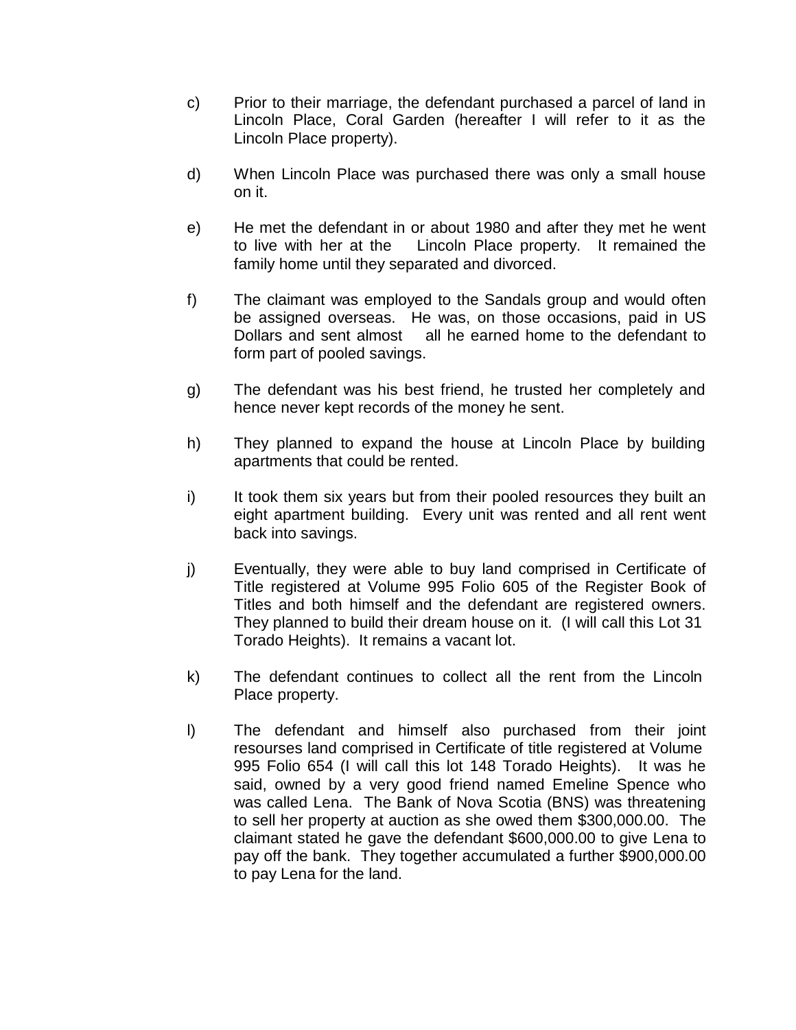c) Prior to their marriage, the defendant purchased a parcel of land in Lincoln Place, Coral Garden (hereafter I will refer to it as the Lincoln Place property).

d) When Lincoln Place was purchased there was only a small house on it.

e) He met the defendant in or about 1980 and after they met he went to live with her at the Lincoln Place property. It remained the family home until they separated and divorced.

f) The claimant was employed to the Sandals group and would often be assigned overseas. He was, on those occasions, paid in US Dollars and sent almost all he earned home to the defendant to form part of pooled savings.

g) The defendant was his best friend, he trusted her completely and hence never kept records of the money he sent.

h) They planned to expand the house at Lincoln Place by building apartments that could be rented.

i) It took them six years but from their pooled resources they built an eight apartment building. Every unit was rented and all rent went back into savings.

j) Eventually, they were able to buy land comprised in Certificate of Title registered at Volume 995 Folio 605 of the Register Book of Titles and both himself and the defendant are registered owners. They planned to build their dream house on it. (I will call this Lot 31 Torado Heights). It remains a vacant lot.

k) The defendant continues to collect all the rent from the Lincoln Place property.

l) The defendant and himself also purchased from their joint resourses land comprised in Certificate of title registered at Volume 995 Folio 654 (I will call this lot 148 Torado Heights). It was he said, owned by a very good friend named Emeline Spence who was called Lena. The Bank of Nova Scotia (BNS) was threatening to sell her property at auction as she owed them $300,000.00. The claimant stated he gave the defendant $600,000.00 to give Lena to pay off the bank. They together accumulated a further $900,000.00 to pay Lena for the land.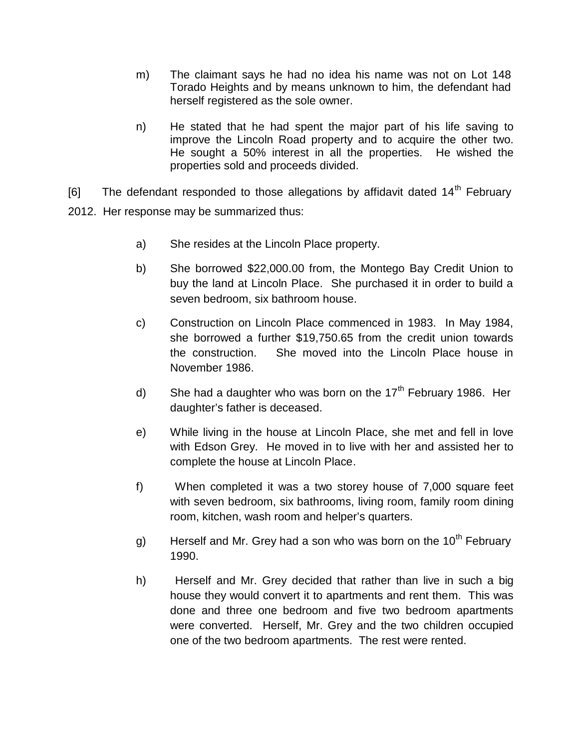m) The claimant says he had no idea his name was not on Lot 148 Torado Heights and by means unknown to him, the defendant had herself registered as the sole owner.

n) He stated that he had spent the major part of his life saving to improve the Lincoln Road property and to acquire the other two. He sought a 50% interest in all the properties. He wished the properties sold and proceeds divided.

[6] The defendant responded to those allegations by affidavit dated 14th February 2012. Her response may be summarized thus:

a) She resides at the Lincoln Place property.

b) She borrowed $22,000.00 from, the Montego Bay Credit Union to buy the land at Lincoln Place. She purchased it in order to build a seven bedroom, six bathroom house.

c) Construction on Lincoln Place commenced in 1983. In May 1984, she borrowed a further $19,750.65 from the credit union towards the construction. She moved into the Lincoln Place house in November 1986.

d) She had a daughter who was born on the 17th February 1986. Her daughter's father is deceased.

e) While living in the house at Lincoln Place, she met and fell in love with Edson Grey. He moved in to live with her and assisted her to complete the house at Lincoln Place.

f) When completed it was a two storey house of 7,000 square feet with seven bedroom, six bathrooms, living room, family room dining room, kitchen, wash room and helper's quarters.

g) Herself and Mr. Grey had a son who was born on the 10th February 1990.

h) Herself and Mr. Grey decided that rather than live in such a big house they would convert it to apartments and rent them. This was done and three one bedroom and five two bedroom apartments were converted. Herself, Mr. Grey and the two children occupied one of the two bedroom apartments. The rest were rented.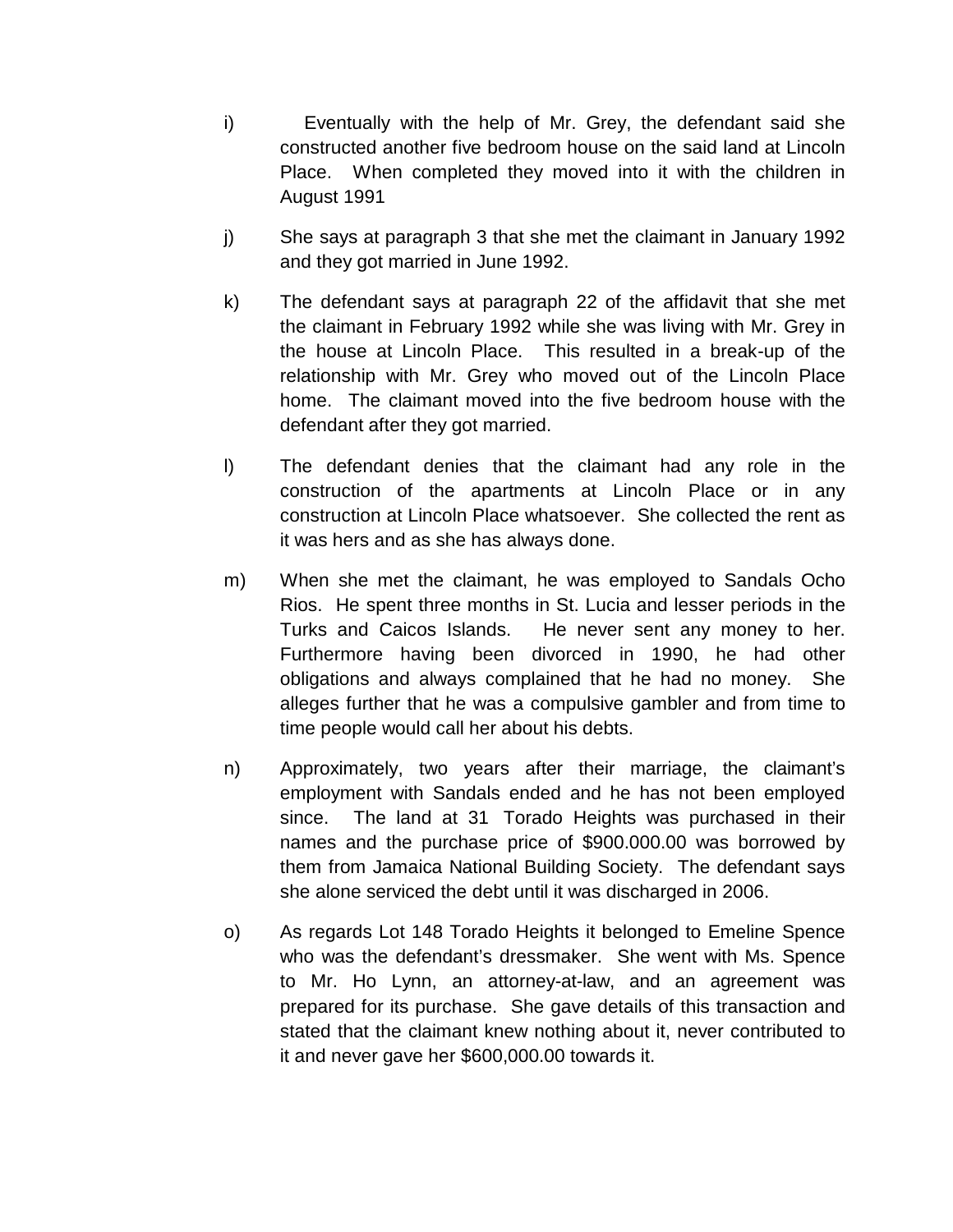i) Eventually with the help of Mr. Grey, the defendant said she constructed another five bedroom house on the said land at Lincoln Place. When completed they moved into it with the children in August 1991

j) She says at paragraph 3 that she met the claimant in January 1992 and they got married in June 1992.

k) The defendant says at paragraph 22 of the affidavit that she met the claimant in February 1992 while she was living with Mr. Grey in the house at Lincoln Place. This resulted in a break-up of the relationship with Mr. Grey who moved out of the Lincoln Place home. The claimant moved into the five bedroom house with the defendant after they got married.

l) The defendant denies that the claimant had any role in the construction of the apartments at Lincoln Place or in any construction at Lincoln Place whatsoever. She collected the rent as it was hers and as she has always done.

m) When she met the claimant, he was employed to Sandals Ocho Rios. He spent three months in St. Lucia and lesser periods in the Turks and Caicos Islands. He never sent any money to her. Furthermore having been divorced in 1990, he had other obligations and always complained that he had no money. She alleges further that he was a compulsive gambler and from time to time people would call her about his debts.

n) Approximately, two years after their marriage, the claimant's employment with Sandals ended and he has not been employed since. The land at 31 Torado Heights was purchased in their names and the purchase price of $900.000.00 was borrowed by them from Jamaica National Building Society. The defendant says she alone serviced the debt until it was discharged in 2006.

o) As regards Lot 148 Torado Heights it belonged to Emeline Spence who was the defendant's dressmaker. She went with Ms. Spence to Mr. Ho Lynn, an attorney-at-law, and an agreement was prepared for its purchase. She gave details of this transaction and stated that the claimant knew nothing about it, never contributed to it and never gave her $600,000.00 towards it.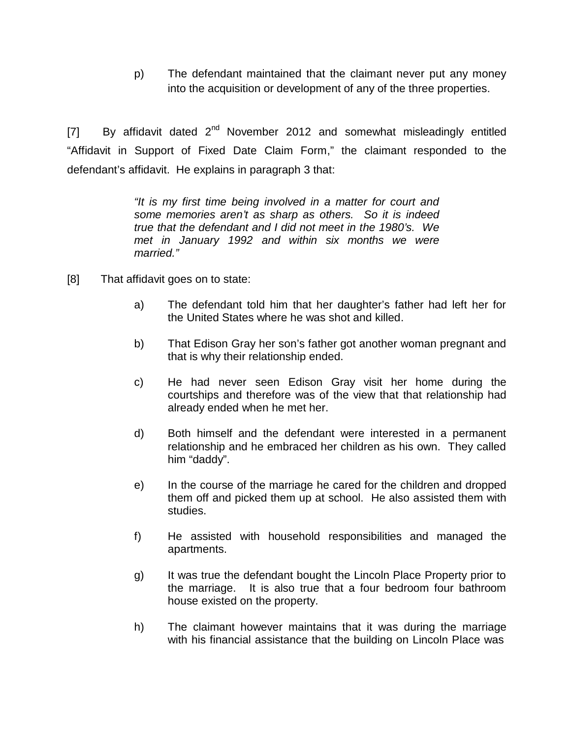p) The defendant maintained that the claimant never put any money into the acquisition or development of any of the three properties.

[7] By affidavit dated 2nd November 2012 and somewhat misleadingly entitled "Affidavit in Support of Fixed Date Claim Form," the claimant responded to the defendant's affidavit. He explains in paragraph 3 that:

> *"It is my first time being involved in a matter for court and some memories aren't as sharp as others. So it is indeed true that the defendant and I did not meet in the 1980's. We met in January 1992 and within six months we were married."*

[8] That affidavit goes on to state:

a) The defendant told him that her daughter's father had left her for the United States where he was shot and killed.

b) That Edison Gray her son's father got another woman pregnant and that is why their relationship ended.

c) He had never seen Edison Gray visit her home during the courtships and therefore was of the view that that relationship had already ended when he met her.

d) Both himself and the defendant were interested in a permanent relationship and he embraced her children as his own. They called him "daddy".

e) In the course of the marriage he cared for the children and dropped them off and picked them up at school. He also assisted them with studies.

f) He assisted with household responsibilities and managed the apartments.

g) It was true the defendant bought the Lincoln Place Property prior to the marriage. It is also true that a four bedroom four bathroom house existed on the property.

h) The claimant however maintains that it was during the marriage with his financial assistance that the building on Lincoln Place was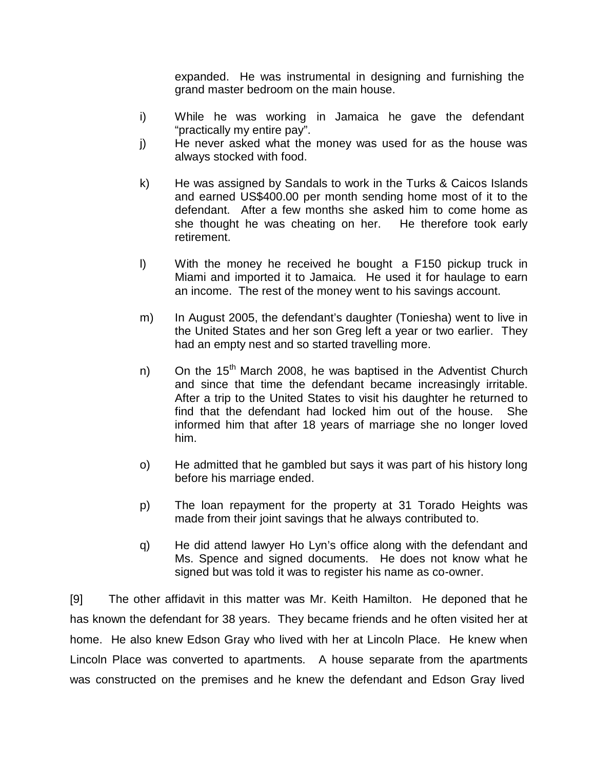expanded. He was instrumental in designing and furnishing the grand master bedroom on the main house.

i) While he was working in Jamaica he gave the defendant "practically my entire pay".

j) He never asked what the money was used for as the house was always stocked with food.

k) He was assigned by Sandals to work in the Turks & Caicos Islands and earned US$400.00 per month sending home most of it to the defendant. After a few months she asked him to come home as she thought he was cheating on her. He therefore took early retirement.

l) With the money he received he bought a F150 pickup truck in Miami and imported it to Jamaica. He used it for haulage to earn an income. The rest of the money went to his savings account.

m) In August 2005, the defendant's daughter (Toniesha) went to live in the United States and her son Greg left a year or two earlier. They had an empty nest and so started travelling more.

n) On the 15th March 2008, he was baptised in the Adventist Church and since that time the defendant became increasingly irritable. After a trip to the United States to visit his daughter he returned to find that the defendant had locked him out of the house. She informed him that after 18 years of marriage she no longer loved him.

o) He admitted that he gambled but says it was part of his history long before his marriage ended.

p) The loan repayment for the property at 31 Torado Heights was made from their joint savings that he always contributed to.

q) He did attend lawyer Ho Lyn's office along with the defendant and Ms. Spence and signed documents. He does not know what he signed but was told it was to register his name as co-owner.

[9] The other affidavit in this matter was Mr. Keith Hamilton. He deponed that he has known the defendant for 38 years. They became friends and he often visited her at home. He also knew Edson Gray who lived with her at Lincoln Place. He knew when Lincoln Place was converted to apartments. A house separate from the apartments was constructed on the premises and he knew the defendant and Edson Gray lived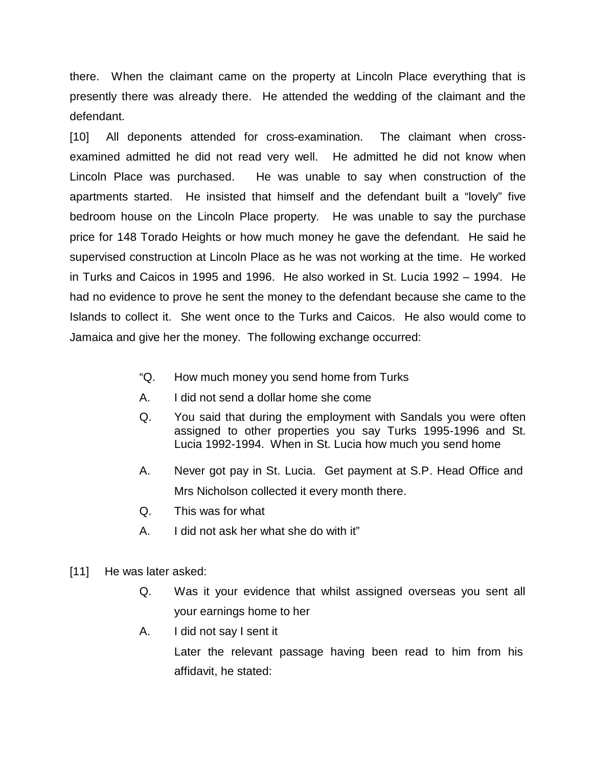there. When the claimant came on the property at Lincoln Place everything that is presently there was already there. He attended the wedding of the claimant and the defendant.

[10] All deponents attended for cross-examination. The claimant when cross-examined admitted he did not read very well. He admitted he did not know when Lincoln Place was purchased. He was unable to say when construction of the apartments started. He insisted that himself and the defendant built a "lovely" five bedroom house on the Lincoln Place property. He was unable to say the purchase price for 148 Torado Heights or how much money he gave the defendant. He said he supervised construction at Lincoln Place as he was not working at the time. He worked in Turks and Caicos in 1995 and 1996. He also worked in St. Lucia 1992 – 1994. He had no evidence to prove he sent the money to the defendant because she came to the Islands to collect it. She went once to the Turks and Caicos. He also would come to Jamaica and give her the money. The following exchange occurred:

> "Q. How much money you send home from Turks
>
> A. I did not send a dollar home she come
>
> Q. You said that during the employment with Sandals you were often assigned to other properties you say Turks 1995-1996 and St. Lucia 1992-1994. When in St. Lucia how much you send home
>
> A. Never got pay in St. Lucia. Get payment at S.P. Head Office and Mrs Nicholson collected it every month there.
>
> Q. This was for what
>
> A. I did not ask her what she do with it"

[11] He was later asked:

> Q. Was it your evidence that whilst assigned overseas you sent all your earnings home to her
>
> A. I did not say I sent it
>
> Later the relevant passage having been read to him from his affidavit, he stated: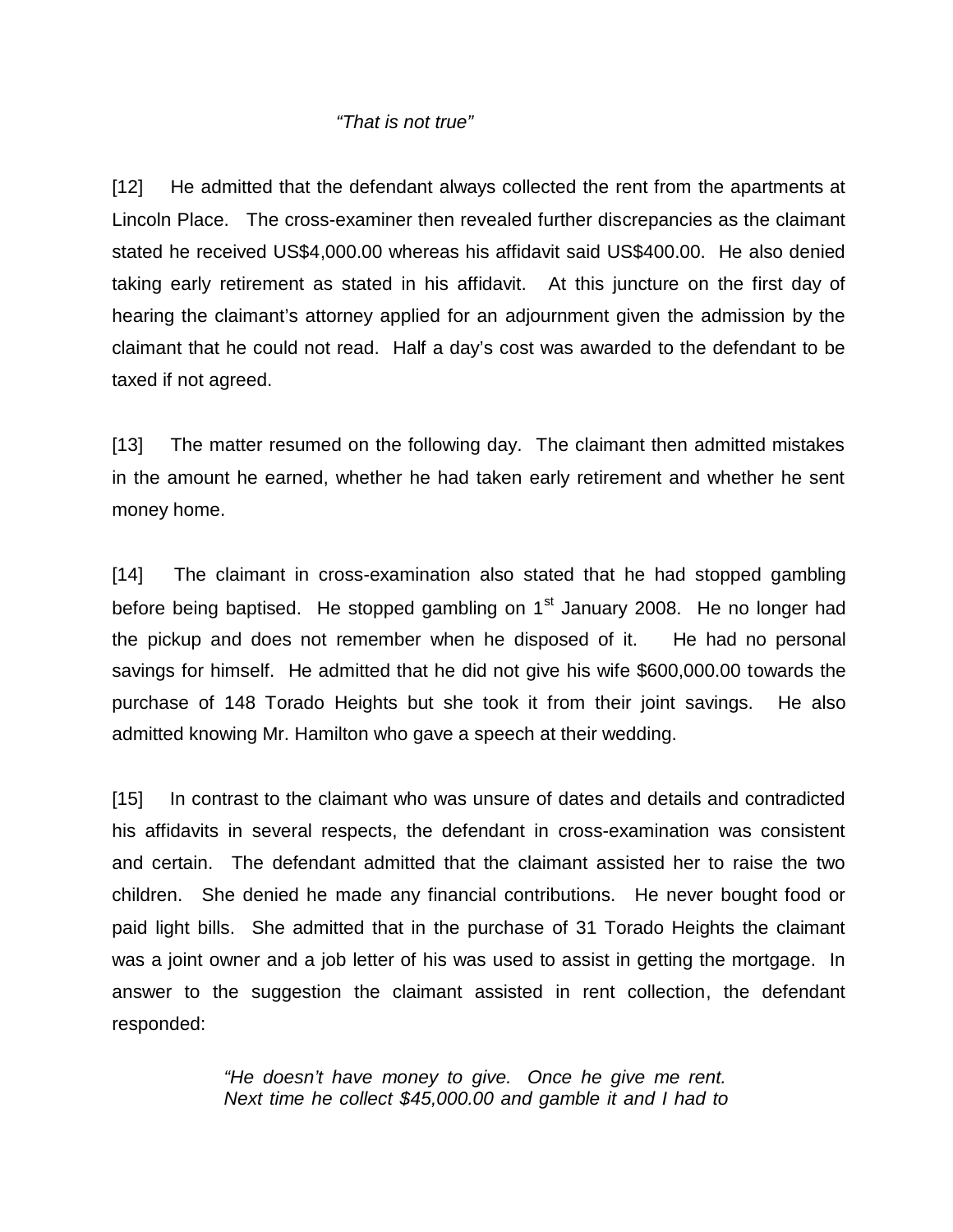*"That is not true"*

[12] He admitted that the defendant always collected the rent from the apartments at Lincoln Place. The cross-examiner then revealed further discrepancies as the claimant stated he received US$4,000.00 whereas his affidavit said US$400.00. He also denied taking early retirement as stated in his affidavit. At this juncture on the first day of hearing the claimant's attorney applied for an adjournment given the admission by the claimant that he could not read. Half a day's cost was awarded to the defendant to be taxed if not agreed.

[13] The matter resumed on the following day. The claimant then admitted mistakes in the amount he earned, whether he had taken early retirement and whether he sent money home.

[14] The claimant in cross-examination also stated that he had stopped gambling before being baptised. He stopped gambling on 1st January 2008. He no longer had the pickup and does not remember when he disposed of it. He had no personal savings for himself. He admitted that he did not give his wife $600,000.00 towards the purchase of 148 Torado Heights but she took it from their joint savings. He also admitted knowing Mr. Hamilton who gave a speech at their wedding.

[15] In contrast to the claimant who was unsure of dates and details and contradicted his affidavits in several respects, the defendant in cross-examination was consistent and certain. The defendant admitted that the claimant assisted her to raise the two children. She denied he made any financial contributions. He never bought food or paid light bills. She admitted that in the purchase of 31 Torado Heights the claimant was a joint owner and a job letter of his was used to assist in getting the mortgage. In answer to the suggestion the claimant assisted in rent collection, the defendant responded:

> *"He doesn't have money to give. Once he give me rent. Next time he collect $45,000.00 and gamble it and I had to*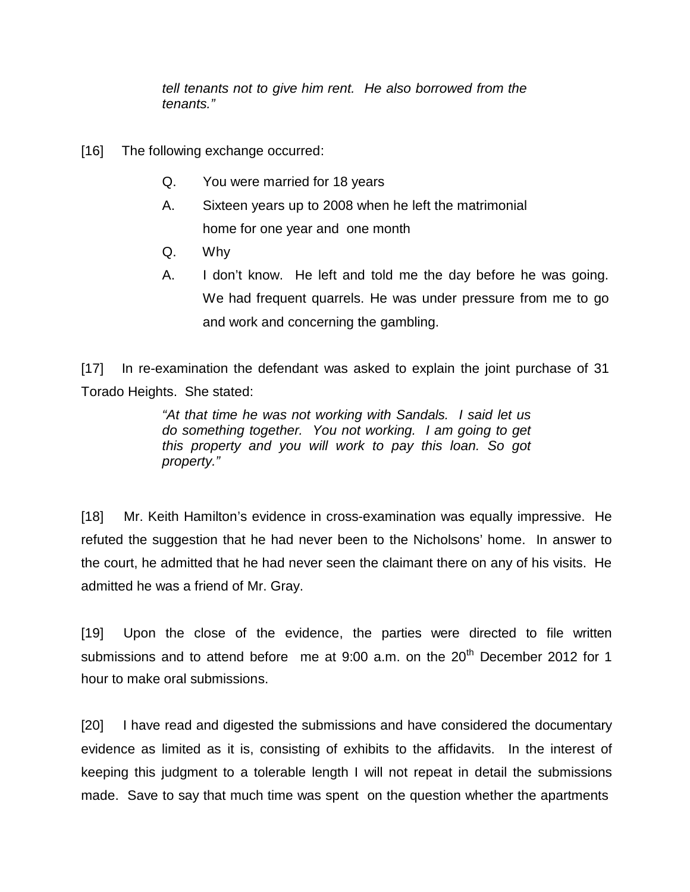> *tell tenants not to give him rent. He also borrowed from the tenants."*

[16] The following exchange occurred:

> Q. You were married for 18 years
>
> A. Sixteen years up to 2008 when he left the matrimonial home for one year and one month
>
> Q. Why
>
> A. I don't know. He left and told me the day before he was going. We had frequent quarrels. He was under pressure from me to go and work and concerning the gambling.

[17] In re-examination the defendant was asked to explain the joint purchase of 31 Torado Heights. She stated:

> *"At that time he was not working with Sandals. I said let us do something together. You not working. I am going to get this property and you will work to pay this loan. So got property."*

[18] Mr. Keith Hamilton's evidence in cross-examination was equally impressive. He refuted the suggestion that he had never been to the Nicholsons' home. In answer to the court, he admitted that he had never seen the claimant there on any of his visits. He admitted he was a friend of Mr. Gray.

[19] Upon the close of the evidence, the parties were directed to file written submissions and to attend before me at 9:00 a.m. on the 20th December 2012 for 1 hour to make oral submissions.

[20] I have read and digested the submissions and have considered the documentary evidence as limited as it is, consisting of exhibits to the affidavits. In the interest of keeping this judgment to a tolerable length I will not repeat in detail the submissions made. Save to say that much time was spent on the question whether the apartments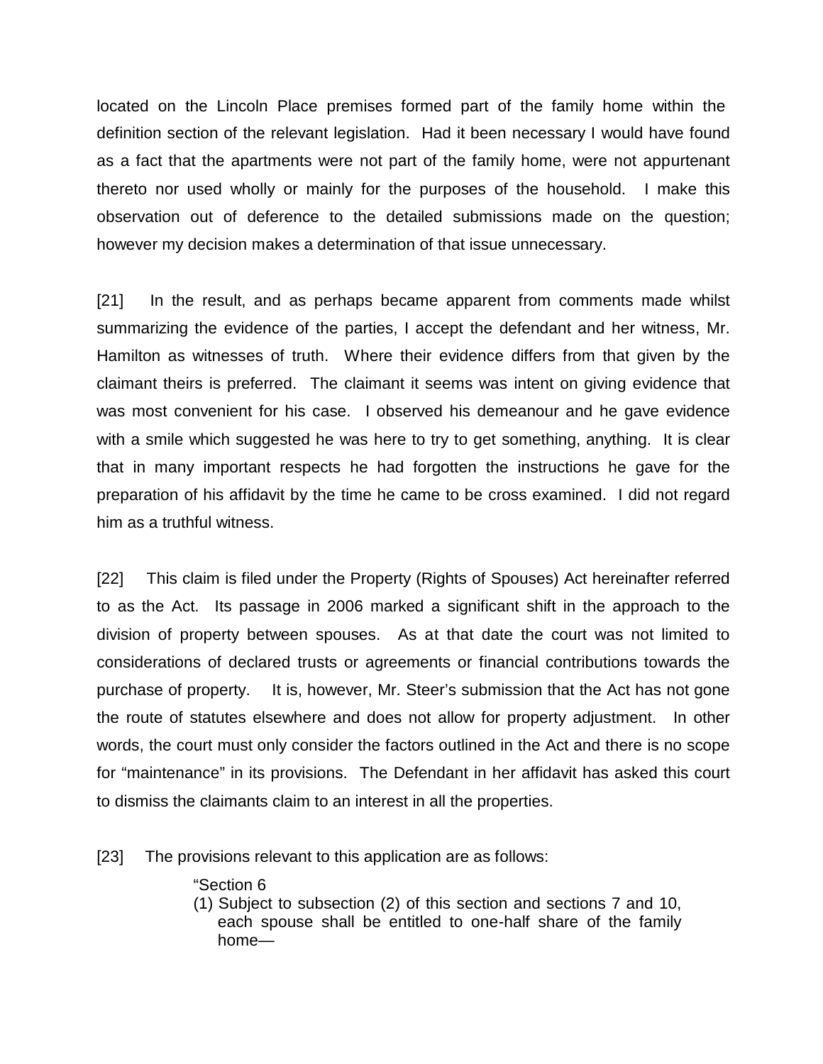located on the Lincoln Place premises formed part of the family home within the definition section of the relevant legislation. Had it been necessary I would have found as a fact that the apartments were not part of the family home, were not appurtenant thereto nor used wholly or mainly for the purposes of the household. I make this observation out of deference to the detailed submissions made on the question; however my decision makes a determination of that issue unnecessary.

[21] In the result, and as perhaps became apparent from comments made whilst summarizing the evidence of the parties, I accept the defendant and her witness, Mr. Hamilton as witnesses of truth. Where their evidence differs from that given by the claimant theirs is preferred. The claimant it seems was intent on giving evidence that was most convenient for his case. I observed his demeanour and he gave evidence with a smile which suggested he was here to try to get something, anything. It is clear that in many important respects he had forgotten the instructions he gave for the preparation of his affidavit by the time he came to be cross examined. I did not regard him as a truthful witness.

[22] This claim is filed under the Property (Rights of Spouses) Act hereinafter referred to as the Act. Its passage in 2006 marked a significant shift in the approach to the division of property between spouses. As at that date the court was not limited to considerations of declared trusts or agreements or financial contributions towards the purchase of property. It is, however, Mr. Steer's submission that the Act has not gone the route of statutes elsewhere and does not allow for property adjustment. In other words, the court must only consider the factors outlined in the Act and there is no scope for "maintenance" in its provisions. The Defendant in her affidavit has asked this court to dismiss the claimants claim to an interest in all the properties.

[23] The provisions relevant to this application are as follows:

> "Section 6
>
> (1) Subject to subsection (2) of this section and sections 7 and 10, each spouse shall be entitled to one-half share of the family home—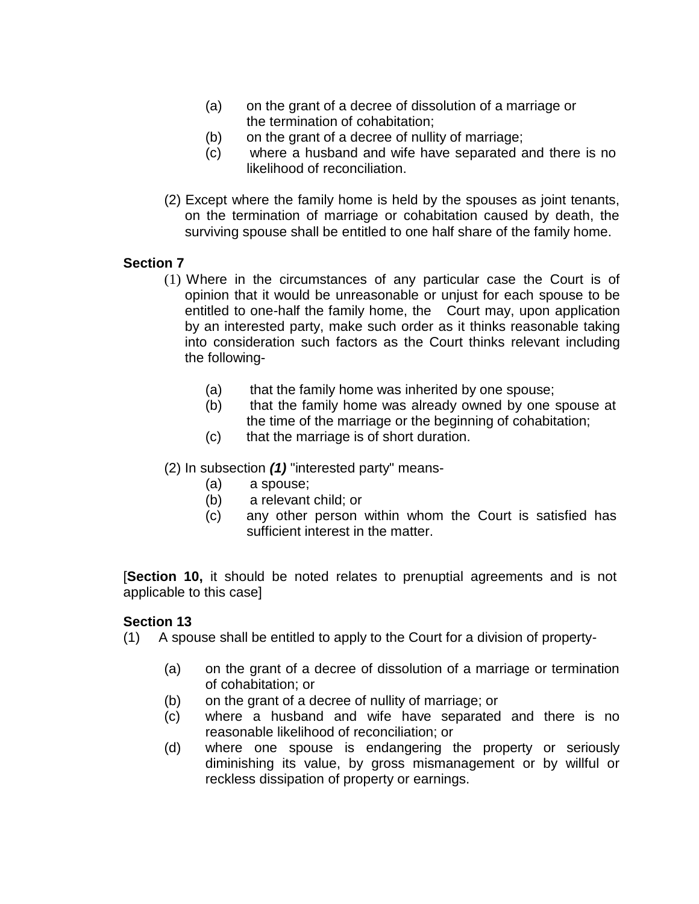(a) on the grant of a decree of dissolution of a marriage or the termination of cohabitation;
(b) on the grant of a decree of nullity of marriage;
(c) where a husband and wife have separated and there is no likelihood of reconciliation.

(2) Except where the family home is held by the spouses as joint tenants, on the termination of marriage or cohabitation caused by death, the surviving spouse shall be entitled to one half share of the family home.

**Section 7**

(1) Where in the circumstances of any particular case the Court is of opinion that it would be unreasonable or unjust for each spouse to be entitled to one-half the family home, the Court may, upon application by an interested party, make such order as it thinks reasonable taking into consideration such factors as the Court thinks relevant including the following-

(a) that the family home was inherited by one spouse;
(b) that the family home was already owned by one spouse at the time of the marriage or the beginning of cohabitation;
(c) that the marriage is of short duration.

(2) In subsection ***(1)*** "interested party" means-

(a) a spouse;
(b) a relevant child; or
(c) any other person within whom the Court is satisfied has sufficient interest in the matter.

[**Section 10,** it should be noted relates to prenuptial agreements and is not applicable to this case]

**Section 13**

(1) A spouse shall be entitled to apply to the Court for a division of property-

(a) on the grant of a decree of dissolution of a marriage or termination of cohabitation; or
(b) on the grant of a decree of nullity of marriage; or
(c) where a husband and wife have separated and there is no reasonable likelihood of reconciliation; or
(d) where one spouse is endangering the property or seriously diminishing its value, by gross mismanagement or by willful or reckless dissipation of property or earnings.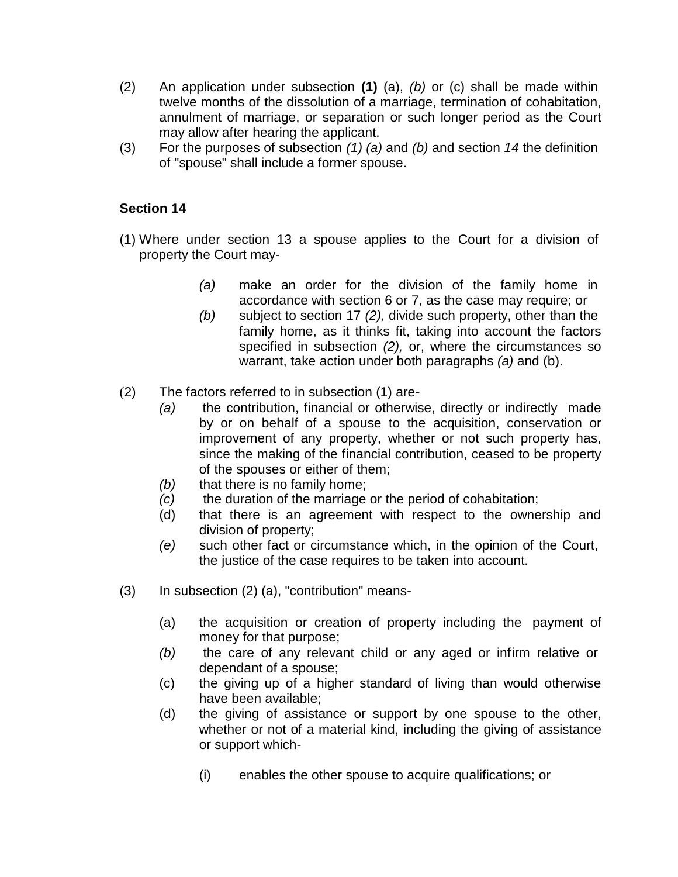(2) An application under subsection **(1)** (a), *(b)* or (c) shall be made within twelve months of the dissolution of a marriage, termination of cohabitation, annulment of marriage, or separation or such longer period as the Court may allow after hearing the applicant.

(3) For the purposes of subsection *(1) (a)* and *(b)* and section *14* the definition of "spouse" shall include a former spouse.

**Section 14**

(1) Where under section 13 a spouse applies to the Court for a division of property the Court may-

> *(a)* make an order for the division of the family home in accordance with section 6 or 7, as the case may require; or
>
> *(b)* subject to section 17 *(2),* divide such property, other than the family home, as it thinks fit, taking into account the factors specified in subsection *(2),* or, where the circumstances so warrant, take action under both paragraphs *(a)* and (b).

(2) The factors referred to in subsection (1) are-

> *(a)* the contribution, financial or otherwise, directly or indirectly made by or on behalf of a spouse to the acquisition, conservation or improvement of any property, whether or not such property has, since the making of the financial contribution, ceased to be property of the spouses or either of them;
>
> *(b)* that there is no family home;
>
> *(c)* the duration of the marriage or the period of cohabitation;
>
> (d) that there is an agreement with respect to the ownership and division of property;
>
> *(e)* such other fact or circumstance which, in the opinion of the Court, the justice of the case requires to be taken into account.

(3) In subsection (2) (a), "contribution" means-

> (a) the acquisition or creation of property including the payment of money for that purpose;
>
> *(b)* the care of any relevant child or any aged or infirm relative or dependant of a spouse;
>
> (c) the giving up of a higher standard of living than would otherwise have been available;
>
> (d) the giving of assistance or support by one spouse to the other, whether or not of a material kind, including the giving of assistance or support which-
>
> > (i) enables the other spouse to acquire qualifications; or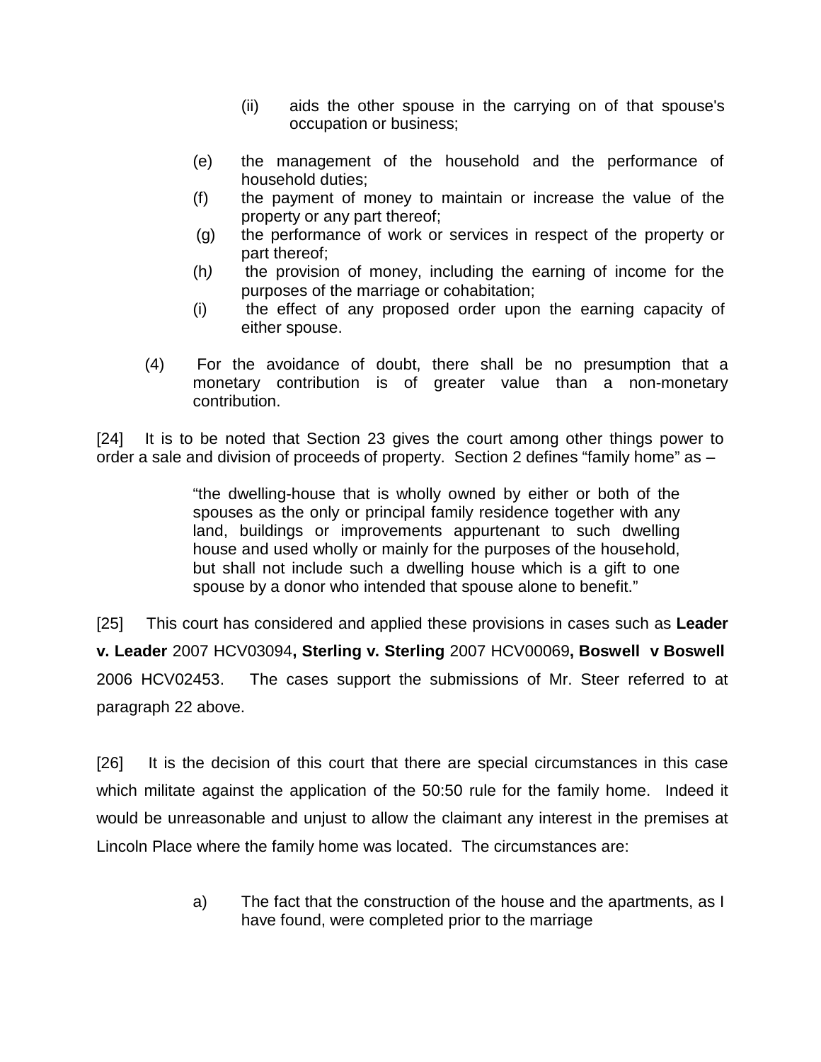(ii) aids the other spouse in the carrying on of that spouse's occupation or business;

(e) the management of the household and the performance of household duties;

(f) the payment of money to maintain or increase the value of the property or any part thereof;

(g) the performance of work or services in respect of the property or part thereof;

(h) the provision of money, including the earning of income for the purposes of the marriage or cohabitation;

(i) the effect of any proposed order upon the earning capacity of either spouse.

(4) For the avoidance of doubt, there shall be no presumption that a monetary contribution is of greater value than a non-monetary contribution.

[24] It is to be noted that Section 23 gives the court among other things power to order a sale and division of proceeds of property. Section 2 defines "family home" as –

> "the dwelling-house that is wholly owned by either or both of the spouses as the only or principal family residence together with any land, buildings or improvements appurtenant to such dwelling house and used wholly or mainly for the purposes of the household, but shall not include such a dwelling house which is a gift to one spouse by a donor who intended that spouse alone to benefit."

[25] This court has considered and applied these provisions in cases such as **Leader v. Leader** 2007 HCV03094**, Sterling v. Sterling** 2007 HCV00069**, Boswell v Boswell** 2006 HCV02453. The cases support the submissions of Mr. Steer referred to at paragraph 22 above.

[26] It is the decision of this court that there are special circumstances in this case which militate against the application of the 50:50 rule for the family home. Indeed it would be unreasonable and unjust to allow the claimant any interest in the premises at Lincoln Place where the family home was located. The circumstances are:

a) The fact that the construction of the house and the apartments, as I have found, were completed prior to the marriage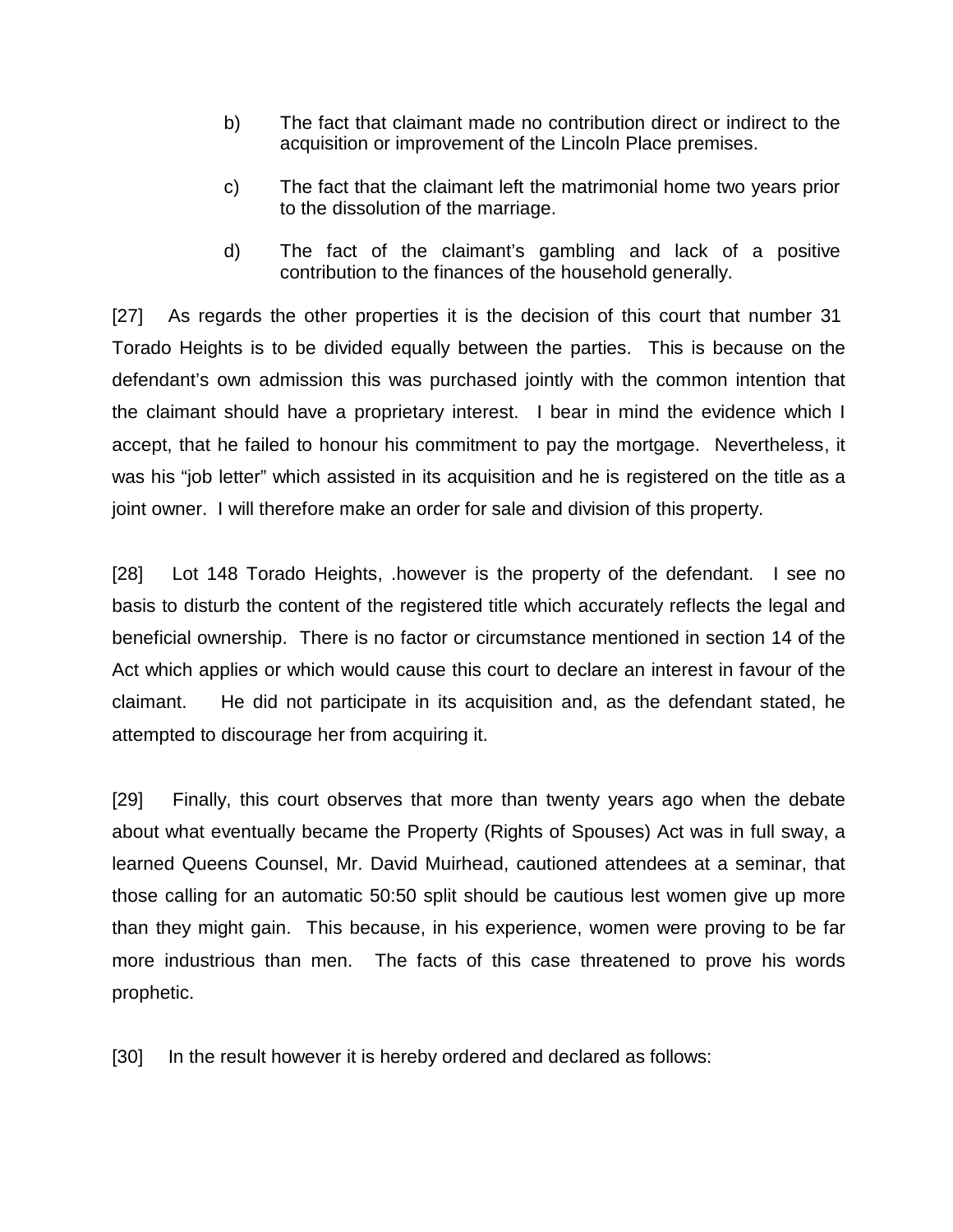b) The fact that claimant made no contribution direct or indirect to the acquisition or improvement of the Lincoln Place premises.

c) The fact that the claimant left the matrimonial home two years prior to the dissolution of the marriage.

d) The fact of the claimant's gambling and lack of a positive contribution to the finances of the household generally.

[27] As regards the other properties it is the decision of this court that number 31 Torado Heights is to be divided equally between the parties. This is because on the defendant's own admission this was purchased jointly with the common intention that the claimant should have a proprietary interest. I bear in mind the evidence which I accept, that he failed to honour his commitment to pay the mortgage. Nevertheless, it was his "job letter" which assisted in its acquisition and he is registered on the title as a joint owner. I will therefore make an order for sale and division of this property.

[28] Lot 148 Torado Heights, .however is the property of the defendant. I see no basis to disturb the content of the registered title which accurately reflects the legal and beneficial ownership. There is no factor or circumstance mentioned in section 14 of the Act which applies or which would cause this court to declare an interest in favour of the claimant. He did not participate in its acquisition and, as the defendant stated, he attempted to discourage her from acquiring it.

[29] Finally, this court observes that more than twenty years ago when the debate about what eventually became the Property (Rights of Spouses) Act was in full sway, a learned Queens Counsel, Mr. David Muirhead, cautioned attendees at a seminar, that those calling for an automatic 50:50 split should be cautious lest women give up more than they might gain. This because, in his experience, women were proving to be far more industrious than men. The facts of this case threatened to prove his words prophetic.

[30] In the result however it is hereby ordered and declared as follows: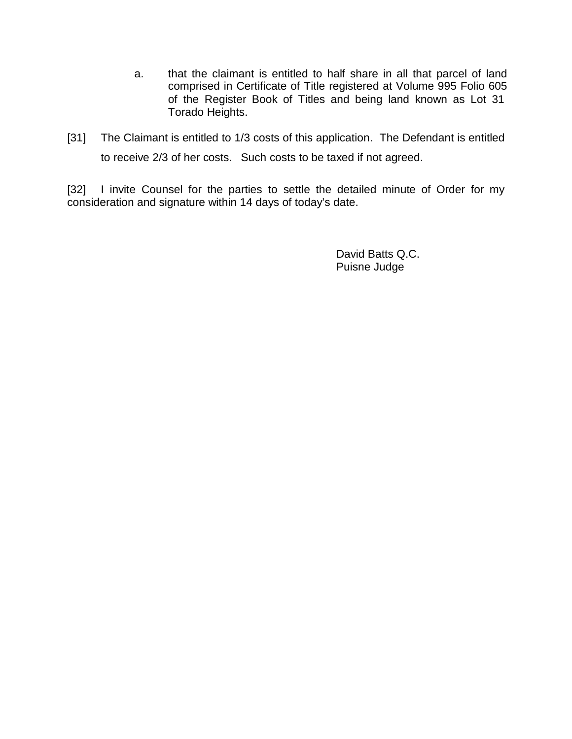a. that the claimant is entitled to half share in all that parcel of land comprised in Certificate of Title registered at Volume 995 Folio 605 of the Register Book of Titles and being land known as Lot 31 Torado Heights.

[31] The Claimant is entitled to 1/3 costs of this application. The Defendant is entitled to receive 2/3 of her costs. Such costs to be taxed if not agreed.

[32] I invite Counsel for the parties to settle the detailed minute of Order for my consideration and signature within 14 days of today's date.

David Batts Q.C.
Puisne Judge